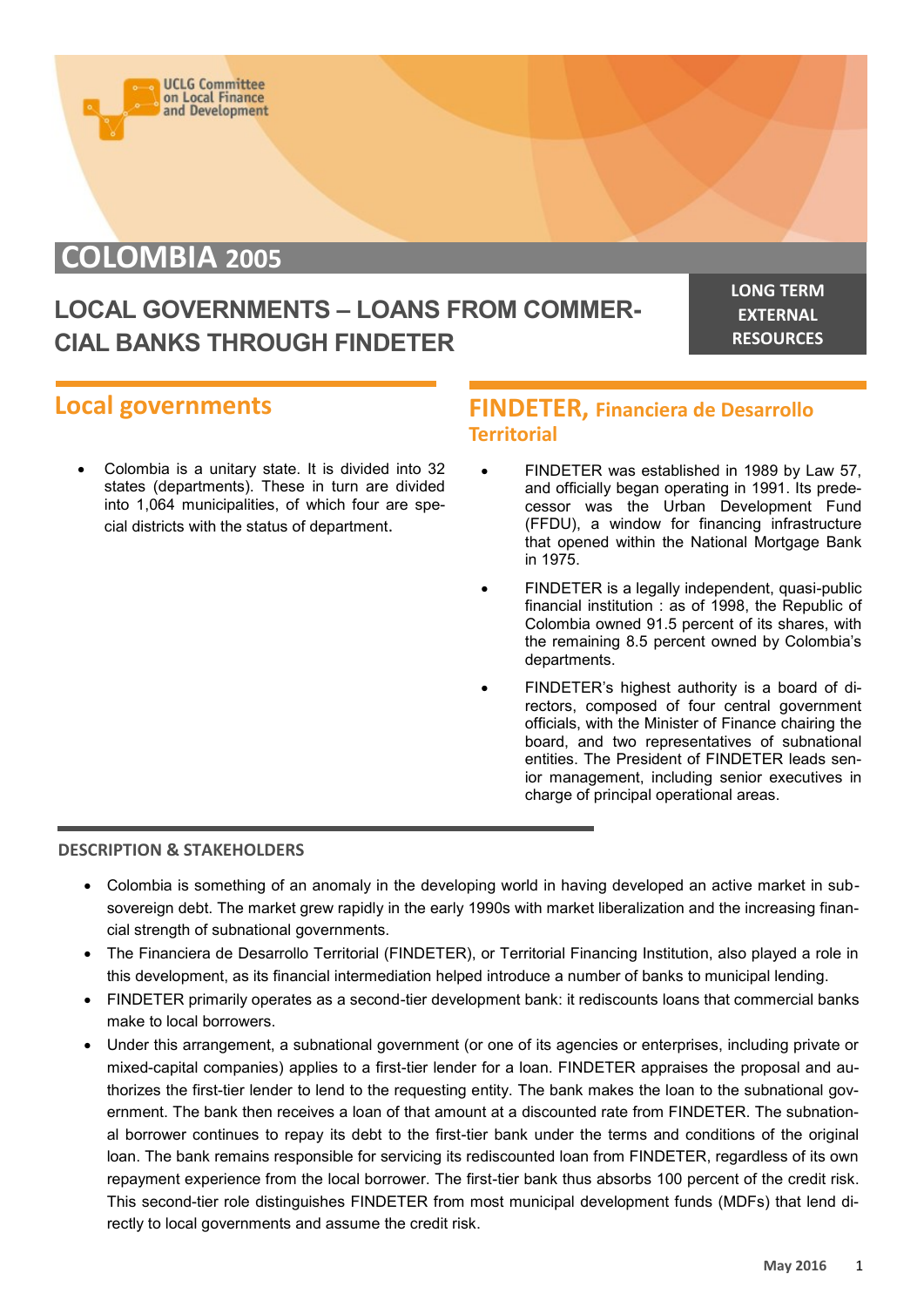UCLG Committee on Local Finance and Development

# COLOMBIA 2005

## LOCAL GOVERNMENTS – LOANS FROM COMMERCIAL BANKS THROUGH FINDETER

**LONG TERM EXTERNAL RESOURCES**

## Local governments

- Colombia is a unitary state. It is divided into 32 states (departments). These in turn are divided into 1,064 municipalities, of which four are special districts with the status of department.

## FINDETER, Financiera de Desarrollo Territorial

- FINDETER was established in 1989 by Law 57, and officially began operating in 1991. Its predecessor was the Urban Development Fund (FFDU), a window for financing infrastructure that opened within the National Mortgage Bank in 1975.
- FINDETER is a legally independent, quasi-public financial institution : as of 1998, the Republic of Colombia owned 91.5 percent of its shares, with the remaining 8.5 percent owned by Colombia's departments.
- FINDETER's highest authority is a board of directors, composed of four central government officials, with the Minister of Finance chairing the board, and two representatives of subnational entities. The President of FINDETER leads senior management, including senior executives in charge of principal operational areas.

### DESCRIPTION & STAKEHOLDERS

- Colombia is something of an anomaly in the developing world in having developed an active market in subsovereign debt. The market grew rapidly in the early 1990s with market liberalization and the increasing financial strength of subnational governments.
- The Financiera de Desarrollo Territorial (FINDETER), or Territorial Financing Institution, also played a role in this development, as its financial intermediation helped introduce a number of banks to municipal lending.
- FINDETER primarily operates as a second-tier development bank: it rediscounts loans that commercial banks make to local borrowers.
- Under this arrangement, a subnational government (or one of its agencies or enterprises, including private or mixed-capital companies) applies to a first-tier lender for a loan. FINDETER appraises the proposal and authorizes the first-tier lender to lend to the requesting entity. The bank makes the loan to the subnational government. The bank then receives a loan of that amount at a discounted rate from FINDETER. The subnational borrower continues to repay its debt to the first-tier bank under the terms and conditions of the original loan. The bank remains responsible for servicing its rediscounted loan from FINDETER, regardless of its own repayment experience from the local borrower. The first-tier bank thus absorbs 100 percent of the credit risk. This second-tier role distinguishes FINDETER from most municipal development funds (MDFs) that lend directly to local governments and assume the credit risk.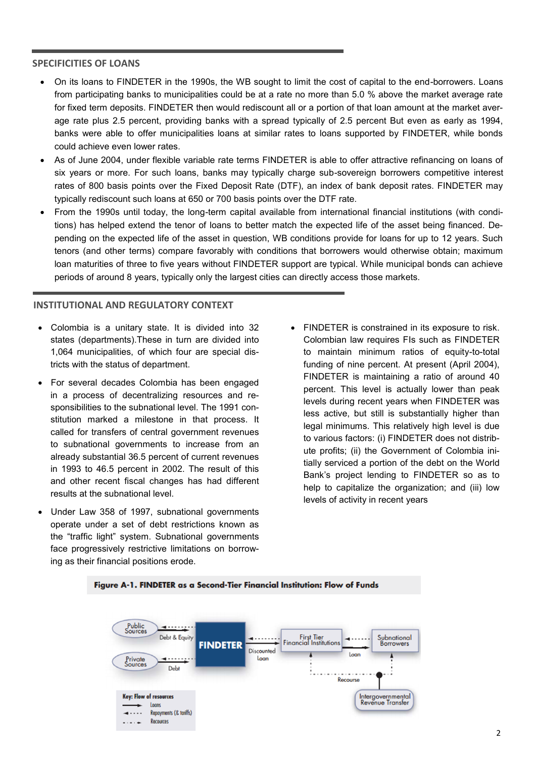## SPECIFICITIES OF LOANS

- On its loans to FINDETER in the 1990s, the WB sought to limit the cost of capital to the end-borrowers. Loans from participating banks to municipalities could be at a rate no more than 5.0 % above the market average rate for fixed term deposits. FINDETER then would rediscount all or a portion of that loan amount at the market average rate plus 2.5 percent, providing banks with a spread typically of 2.5 percent But even as early as 1994, banks were able to offer municipalities loans at similar rates to loans supported by FINDETER, while bonds could achieve even lower rates.
- As of June 2004, under flexible variable rate terms FINDETER is able to offer attractive refinancing on loans of six years or more. For such loans, banks may typically charge sub-sovereign borrowers competitive interest rates of 800 basis points over the Fixed Deposit Rate (DTF), an index of bank deposit rates. FINDETER may typically rediscount such loans at 650 or 700 basis points over the DTF rate.
- From the 1990s until today, the long-term capital available from international financial institutions (with conditions) has helped extend the tenor of loans to better match the expected life of the asset being financed. Depending on the expected life of the asset in question, WB conditions provide for loans for up to 12 years. Such tenors (and other terms) compare favorably with conditions that borrowers would otherwise obtain; maximum loan maturities of three to five years without FINDETER support are typical. While municipal bonds can achieve periods of around 8 years, typically only the largest cities can directly access those markets.

## INSTITUTIONAL AND REGULATORY CONTEXT

- Colombia is a unitary state. It is divided into 32 states (departments).These in turn are divided into 1,064 municipalities, of which four are special districts with the status of department.
- For several decades Colombia has been engaged in a process of decentralizing resources and responsibilities to the subnational level. The 1991 constitution marked a milestone in that process. It called for transfers of central government revenues to subnational governments to increase from an already substantial 36.5 percent of current revenues in 1993 to 46.5 percent in 2002. The result of this and other recent fiscal changes has had different results at the subnational level.
- Under Law 358 of 1997, subnational governments operate under a set of debt restrictions known as the "traffic light" system. Subnational governments face progressively restrictive limitations on borrowing as their financial positions erode.
- FINDETER is constrained in its exposure to risk. Colombian law requires FIs such as FINDETER to maintain minimum ratios of equity-to-total funding of nine percent. At present (April 2004), FINDETER is maintaining a ratio of around 40 percent. This level is actually lower than peak levels during recent years when FINDETER was less active, but still is substantially higher than legal minimums. This relatively high level is due to various factors: (i) FINDETER does not distribute profits; (ii) the Government of Colombia initially serviced a portion of the debt on the World Bank's project lending to FINDETER so as to help to capitalize the organization; and (iii) low levels of activity in recent years

**Figure A-1. FINDETER as a Second-Tier Financial Institution: Flow of Funds**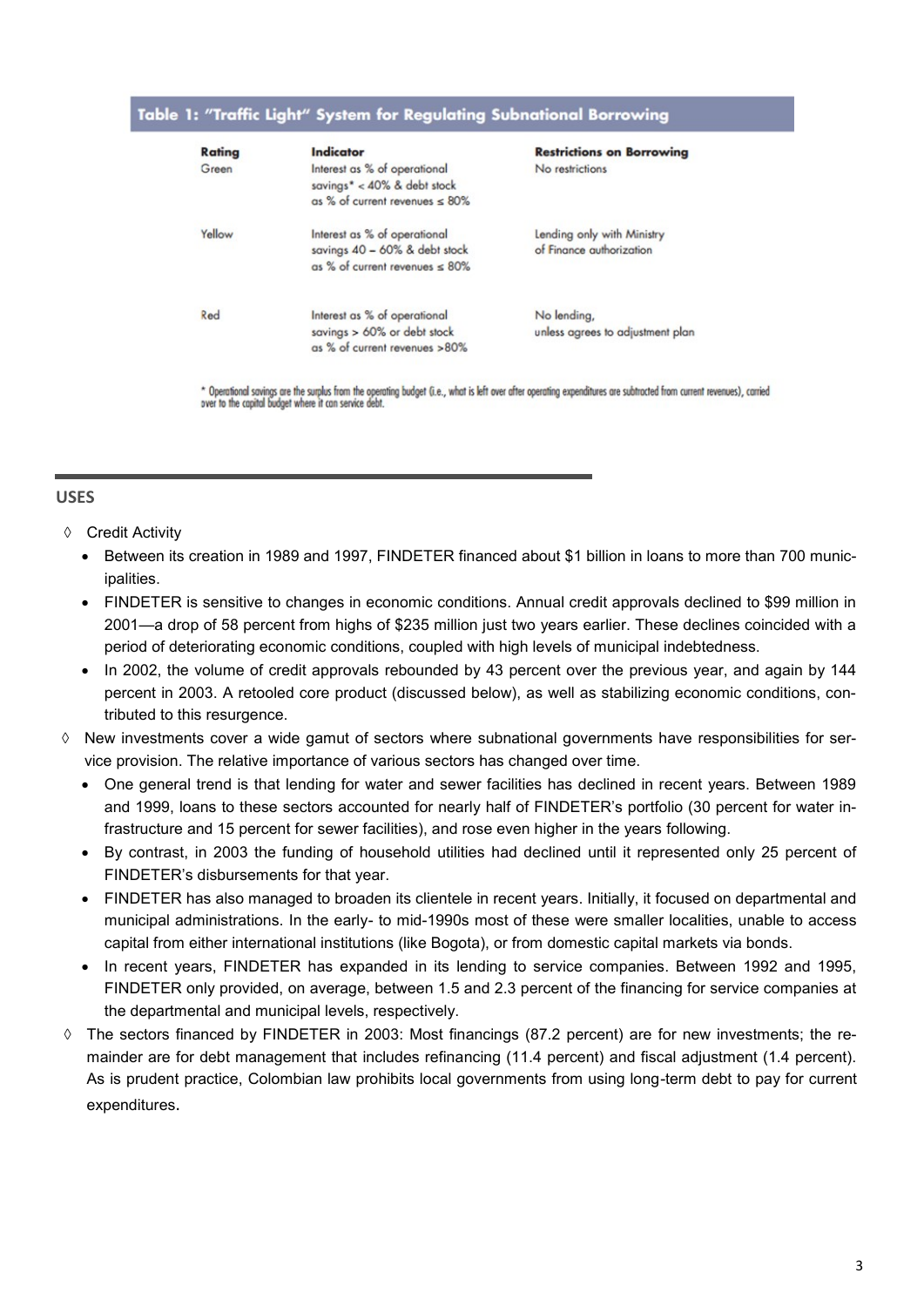**Table 1: "Traffic Light" System for Regulating Subnational Borrowing**

| Rating | Indicator | Restrictions on Borrowing |
|---|---|---|
| Green | Interest as % of operational savings* < 40% & debt stock as % of current revenues ≤ 80% | No restrictions |
| Yellow | Interest as % of operational savings 40 – 60% & debt stock as % of current revenues ≤ 80% | Lending only with Ministry of Finance authorization |
| Red | Interest as % of operational savings > 60% or debt stock as % of current revenues >80% | No lending, unless agrees to adjustment plan |

\* Operational savings are the surplus from the operating budget (i.e., what is left over after operating expenditures are subtracted from current revenues), carried over to the capital budget where it can service debt.

## USES

◊ Credit Activity

- Between its creation in 1989 and 1997, FINDETER financed about $1 billion in loans to more than 700 municipalities.
- FINDETER is sensitive to changes in economic conditions. Annual credit approvals declined to $99 million in 2001—a drop of 58 percent from highs of $235 million just two years earlier. These declines coincided with a period of deteriorating economic conditions, coupled with high levels of municipal indebtedness.
- In 2002, the volume of credit approvals rebounded by 43 percent over the previous year, and again by 144 percent in 2003. A retooled core product (discussed below), as well as stabilizing economic conditions, contributed to this resurgence.

◊ New investments cover a wide gamut of sectors where subnational governments have responsibilities for service provision. The relative importance of various sectors has changed over time.

- One general trend is that lending for water and sewer facilities has declined in recent years. Between 1989 and 1999, loans to these sectors accounted for nearly half of FINDETER's portfolio (30 percent for water infrastructure and 15 percent for sewer facilities), and rose even higher in the years following.
- By contrast, in 2003 the funding of household utilities had declined until it represented only 25 percent of FINDETER's disbursements for that year.
- FINDETER has also managed to broaden its clientele in recent years. Initially, it focused on departmental and municipal administrations. In the early- to mid-1990s most of these were smaller localities, unable to access capital from either international institutions (like Bogota), or from domestic capital markets via bonds.
- In recent years, FINDETER has expanded in its lending to service companies. Between 1992 and 1995, FINDETER only provided, on average, between 1.5 and 2.3 percent of the financing for service companies at the departmental and municipal levels, respectively.

◊ The sectors financed by FINDETER in 2003: Most financings (87.2 percent) are for new investments; the remainder are for debt management that includes refinancing (11.4 percent) and fiscal adjustment (1.4 percent). As is prudent practice, Colombian law prohibits local governments from using long-term debt to pay for current expenditures.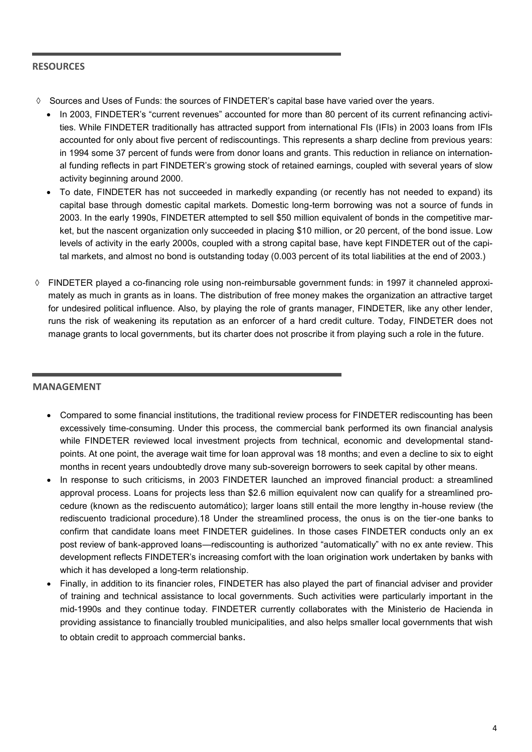## RESOURCES

- Sources and Uses of Funds: the sources of FINDETER's capital base have varied over the years.
  - In 2003, FINDETER's "current revenues" accounted for more than 80 percent of its current refinancing activities. While FINDETER traditionally has attracted support from international FIs (IFIs) in 2003 loans from IFIs accounted for only about five percent of rediscountings. This represents a sharp decline from previous years: in 1994 some 37 percent of funds were from donor loans and grants. This reduction in reliance on international funding reflects in part FINDETER's growing stock of retained earnings, coupled with several years of slow activity beginning around 2000.
  - To date, FINDETER has not succeeded in markedly expanding (or recently has not needed to expand) its capital base through domestic capital markets. Domestic long-term borrowing was not a source of funds in 2003. In the early 1990s, FINDETER attempted to sell $50 million equivalent of bonds in the competitive market, but the nascent organization only succeeded in placing $10 million, or 20 percent, of the bond issue. Low levels of activity in the early 2000s, coupled with a strong capital base, have kept FINDETER out of the capital markets, and almost no bond is outstanding today (0.003 percent of its total liabilities at the end of 2003.)
- FINDETER played a co-financing role using non-reimbursable government funds: in 1997 it channeled approximately as much in grants as in loans. The distribution of free money makes the organization an attractive target for undesired political influence. Also, by playing the role of grants manager, FINDETER, like any other lender, runs the risk of weakening its reputation as an enforcer of a hard credit culture. Today, FINDETER does not manage grants to local governments, but its charter does not proscribe it from playing such a role in the future.

## MANAGEMENT

- Compared to some financial institutions, the traditional review process for FINDETER rediscounting has been excessively time-consuming. Under this process, the commercial bank performed its own financial analysis while FINDETER reviewed local investment projects from technical, economic and developmental standpoints. At one point, the average wait time for loan approval was 18 months; and even a decline to six to eight months in recent years undoubtedly drove many sub-sovereign borrowers to seek capital by other means.
- In response to such criticisms, in 2003 FINDETER launched an improved financial product: a streamlined approval process. Loans for projects less than $2.6 million equivalent now can qualify for a streamlined procedure (known as the rediscuento automático); larger loans still entail the more lengthy in-house review (the rediscuento tradicional procedure).18 Under the streamlined process, the onus is on the tier-one banks to confirm that candidate loans meet FINDETER guidelines. In those cases FINDETER conducts only an ex post review of bank-approved loans—rediscounting is authorized "automatically" with no ex ante review. This development reflects FINDETER's increasing comfort with the loan origination work undertaken by banks with which it has developed a long-term relationship.
- Finally, in addition to its financier roles, FINDETER has also played the part of financial adviser and provider of training and technical assistance to local governments. Such activities were particularly important in the mid-1990s and they continue today. FINDETER currently collaborates with the Ministerio de Hacienda in providing assistance to financially troubled municipalities, and also helps smaller local governments that wish to obtain credit to approach commercial banks.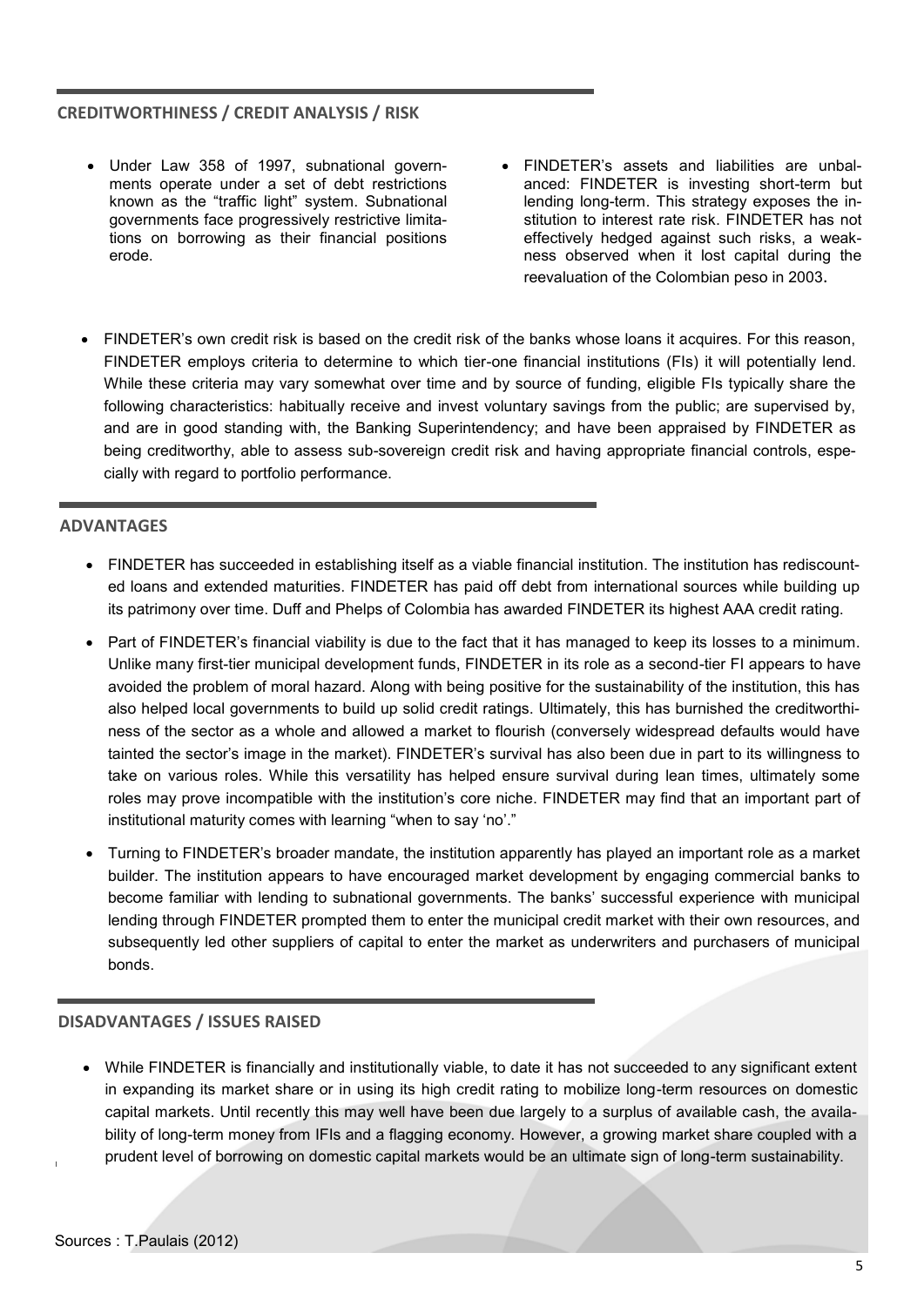## CREDITWORTHINESS / CREDIT ANALYSIS / RISK

- Under Law 358 of 1997, subnational governments operate under a set of debt restrictions known as the "traffic light" system. Subnational governments face progressively restrictive limitations on borrowing as their financial positions erode.
- FINDETER's assets and liabilities are unbalanced: FINDETER is investing short-term but lending long-term. This strategy exposes the institution to interest rate risk. FINDETER has not effectively hedged against such risks, a weakness observed when it lost capital during the reevaluation of the Colombian peso in 2003.
- FINDETER's own credit risk is based on the credit risk of the banks whose loans it acquires. For this reason, FINDETER employs criteria to determine to which tier-one financial institutions (FIs) it will potentially lend. While these criteria may vary somewhat over time and by source of funding, eligible FIs typically share the following characteristics: habitually receive and invest voluntary savings from the public; are supervised by, and are in good standing with, the Banking Superintendency; and have been appraised by FINDETER as being creditworthy, able to assess sub-sovereign credit risk and having appropriate financial controls, especially with regard to portfolio performance.

## ADVANTAGES

- FINDETER has succeeded in establishing itself as a viable financial institution. The institution has rediscounted loans and extended maturities. FINDETER has paid off debt from international sources while building up its patrimony over time. Duff and Phelps of Colombia has awarded FINDETER its highest AAA credit rating.
- Part of FINDETER's financial viability is due to the fact that it has managed to keep its losses to a minimum. Unlike many first-tier municipal development funds, FINDETER in its role as a second-tier FI appears to have avoided the problem of moral hazard. Along with being positive for the sustainability of the institution, this has also helped local governments to build up solid credit ratings. Ultimately, this has burnished the creditworthiness of the sector as a whole and allowed a market to flourish (conversely widespread defaults would have tainted the sector's image in the market). FINDETER's survival has also been due in part to its willingness to take on various roles. While this versatility has helped ensure survival during lean times, ultimately some roles may prove incompatible with the institution's core niche. FINDETER may find that an important part of institutional maturity comes with learning "when to say 'no'."
- Turning to FINDETER's broader mandate, the institution apparently has played an important role as a market builder. The institution appears to have encouraged market development by engaging commercial banks to become familiar with lending to subnational governments. The banks' successful experience with municipal lending through FINDETER prompted them to enter the municipal credit market with their own resources, and subsequently led other suppliers of capital to enter the market as underwriters and purchasers of municipal bonds.

## DISADVANTAGES / ISSUES RAISED

- While FINDETER is financially and institutionally viable, to date it has not succeeded to any significant extent in expanding its market share or in using its high credit rating to mobilize long-term resources on domestic capital markets. Until recently this may well have been due largely to a surplus of available cash, the availability of long-term money from IFIs and a flagging economy. However, a growing market share coupled with a prudent level of borrowing on domestic capital markets would be an ultimate sign of long-term sustainability.

Sources : T.Paulais (2012)